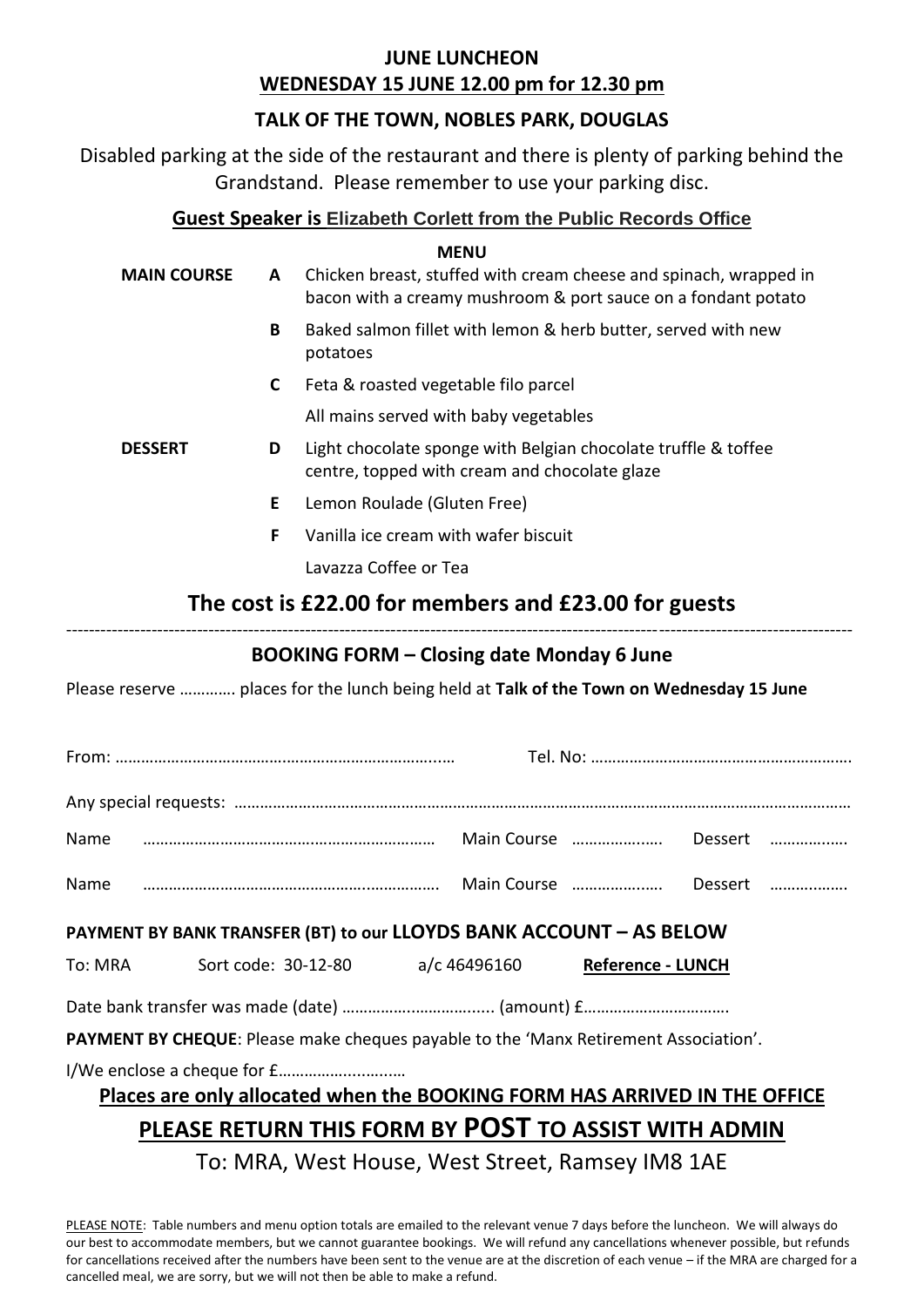# JUNE LUNCHEON

## <u>WEDNESDAY 15 JUNE 12.00 pm for 12.30 pm</u>

## TALK OF THE TOWN, NOBLES PARK, DOUGLAS

Disabled parking at the side of the restaurant and there is plenty of parking behind the Grandstand. Please remember to use your parking disc.

**<u>Guest Speaker is Elizabeth Corlett from the Public Records Office</u>**

**MENU**

| | | |
|---|---|---|
| **MAIN COURSE** | **A** | Chicken breast, stuffed with cream cheese and spinach, wrapped in bacon with a creamy mushroom & port sauce on a fondant potato |
| | **B** | Baked salmon fillet with lemon & herb butter, served with new potatoes |
| | **C** | Feta & roasted vegetable filo parcel |
| | | All mains served with baby vegetables |
| **DESSERT** | **D** | Light chocolate sponge with Belgian chocolate truffle & toffee centre, topped with cream and chocolate glaze |
| | **E** | Lemon Roulade (Gluten Free) |
| | **F** | Vanilla ice cream with wafer biscuit |
| | | Lavazza Coffee or Tea |

## The cost is £22.00 for members and £23.00 for guests

---

## BOOKING FORM – Closing date Monday 6 June

Please reserve ………… places for the lunch being held at **Talk of the Town on Wednesday 15 June**

From: ………………………………………………………………..… Tel. No: ……………………………………………………

Any special requests: ……………………………………………………………………………………………………………………

Name …………………………………………………………… Main Course ………………… Dessert ……………..

Name …………………………………………………………… Main Course ………………… Dessert ……………..

**PAYMENT BY BANK TRANSFER (BT) to our LLOYDS BANK ACCOUNT – AS BELOW**

To: MRA Sort code: 30-12-80 a/c 46496160 **<u>Reference - LUNCH</u>**

Date bank transfer was made (date) …………………………….... (amount) £…………………………….

**PAYMENT BY CHEQUE**: Please make cheques payable to the 'Manx Retirement Association'.

I/We enclose a cheque for £………………………

**<u>Places are only allocated when the BOOKING FORM HAS ARRIVED IN THE OFFICE</u>**

## <u>PLEASE RETURN THIS FORM BY POST TO ASSIST WITH ADMIN</u>

To: MRA, West House, West Street, Ramsey IM8 1AE

<u>PLEASE NOTE</u>: Table numbers and menu option totals are emailed to the relevant venue 7 days before the luncheon. We will always do our best to accommodate members, but we cannot guarantee bookings. We will refund any cancellations whenever possible, but refunds for cancellations received after the numbers have been sent to the venue are at the discretion of each venue – if the MRA are charged for a cancelled meal, we are sorry, but we will not then be able to make a refund.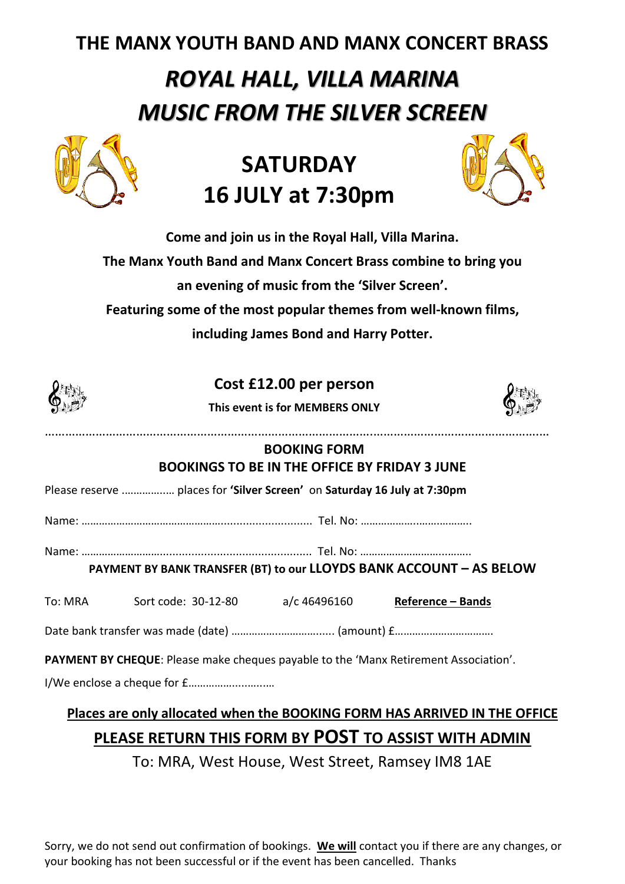# THE MANX YOUTH BAND AND MANX CONCERT BRASS

# *ROYAL HALL, VILLA MARINA*
# *MUSIC FROM THE SILVER SCREEN*

## SATURDAY
## 16 JULY at 7:30pm

**Come and join us in the Royal Hall, Villa Marina.**
**The Manx Youth Band and Manx Concert Brass combine to bring you an evening of music from the 'Silver Screen'.**
**Featuring some of the most popular themes from well-known films, including James Bond and Harry Potter.**

### Cost £12.00 per person

**This event is for MEMBERS ONLY**

……………………………………………………………………………………………………………………………

**BOOKING FORM**
**BOOKINGS TO BE IN THE OFFICE BY FRIDAY 3 JUNE**

Please reserve …………….. places for **'Silver Screen'** on **Saturday 16 July at 7:30pm**

Name: ……………………………………………………………… Tel. No: ……………………………….

Name: ……………………………………………………………… Tel. No: ……………………………….

**PAYMENT BY BANK TRANSFER (BT) to our LLOYDS BANK ACCOUNT – AS BELOW**

To: MRA    Sort code: 30-12-80    a/c 46496160    **Reference – Bands**

Date bank transfer was made (date) ……………………………. (amount) £…………………………….

**PAYMENT BY CHEQUE**: Please make cheques payable to the 'Manx Retirement Association'.

I/We enclose a cheque for £………………………

**Places are only allocated when the BOOKING FORM HAS ARRIVED IN THE OFFICE**

**PLEASE RETURN THIS FORM BY POST TO ASSIST WITH ADMIN**

To: MRA, West House, West Street, Ramsey IM8 1AE

Sorry, we do not send out confirmation of bookings. **We will** contact you if there are any changes, or your booking has not been successful or if the event has been cancelled. Thanks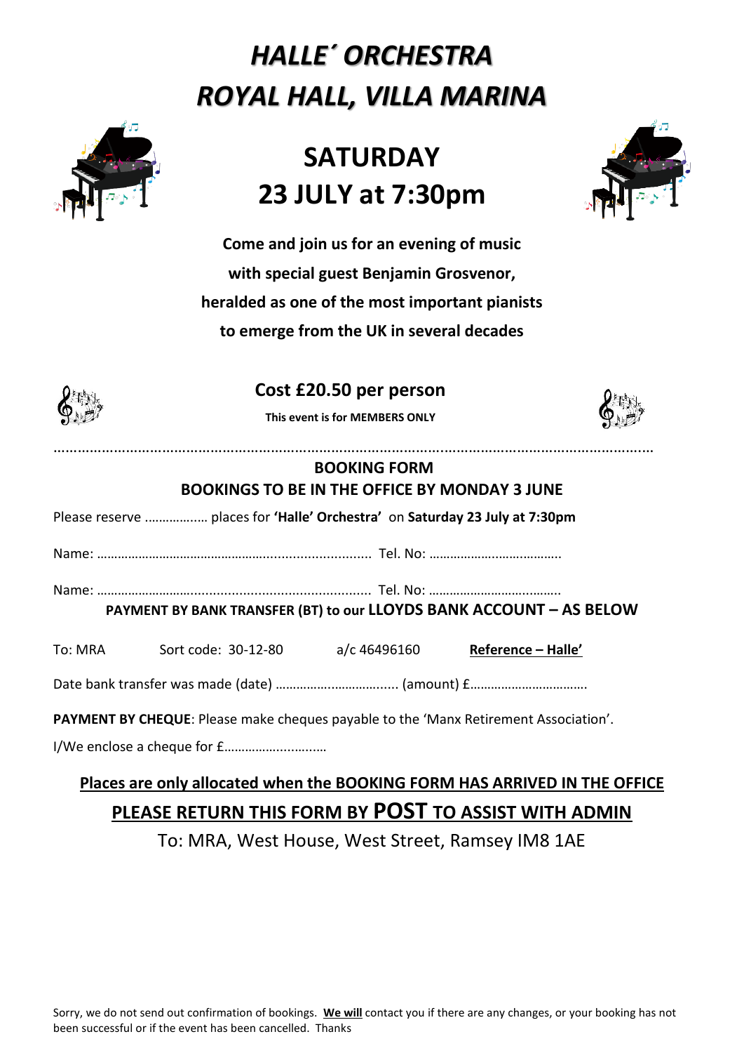# *HALLE´ ORCHESTRA*
# *ROYAL HALL, VILLA MARINA*

## SATURDAY
## 23 JULY at 7:30pm

**Come and join us for an evening of music**
**with special guest Benjamin Grosvenor,**
**heralded as one of the most important pianists**
**to emerge from the UK in several decades**

### Cost £20.50 per person

**This event is for MEMBERS ONLY**

……………………………………………………………………………………………………………………………………

**BOOKING FORM**
**BOOKINGS TO BE IN THE OFFICE BY MONDAY 3 JUNE**

Please reserve ……………… places for **'Halle' Orchestra'** on **Saturday 23 July at 7:30pm**

Name: ………………………………………………………………… Tel. No: ……………………………….

Name: ………………………………………………………………… Tel. No: ……………………………….

**PAYMENT BY BANK TRANSFER (BT) to our LLOYDS BANK ACCOUNT – AS BELOW**

To: MRA Sort code: 30-12-80 a/c 46496160 **Reference – Halle'**

Date bank transfer was made (date) …………………………… (amount) £…………………………….

**PAYMENT BY CHEQUE**: Please make cheques payable to the 'Manx Retirement Association'.

I/We enclose a cheque for £……………………….

**Places are only allocated when the BOOKING FORM HAS ARRIVED IN THE OFFICE**

**PLEASE RETURN THIS FORM BY POST TO ASSIST WITH ADMIN**

To: MRA, West House, West Street, Ramsey IM8 1AE

Sorry, we do not send out confirmation of bookings. **We will** contact you if there are any changes, or your booking has not been successful or if the event has been cancelled. Thanks